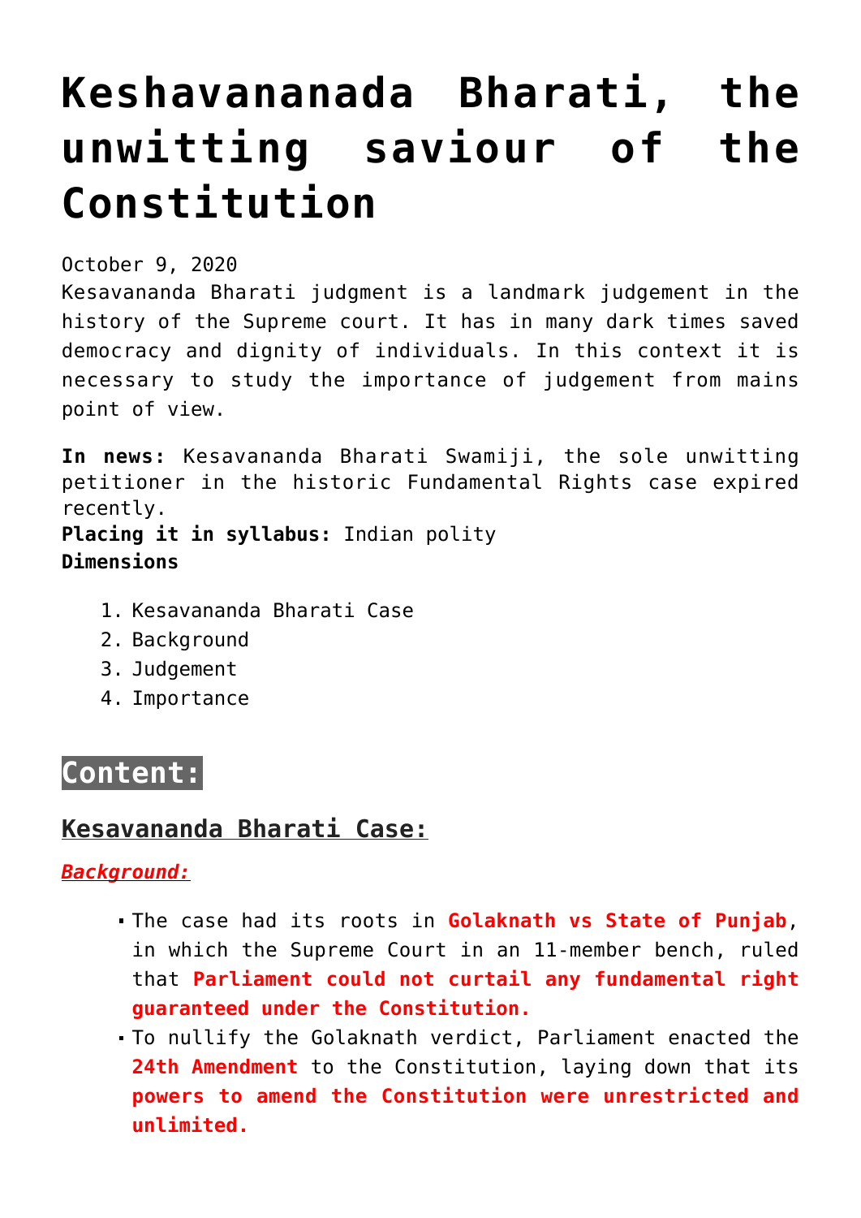# Keshavananada Bharati, the unwitting saviour of the Constitution

October 9, 2020

Kesavananda Bharati judgment is a landmark judgement in the history of the Supreme court. It has in many dark times saved democracy and dignity of individuals. In this context it is necessary to study the importance of judgement from mains point of view.

**In news:** Kesavananda Bharati Swamiji, the sole unwitting petitioner in the historic Fundamental Rights case expired recently.

**Placing it in syllabus:** Indian polity

**Dimensions**

1. Kesavananda Bharati Case
2. Background
3. Judgement
4. Importance

## Content:

### Kesavananda Bharati Case:

***Background:***

- The case had its roots in **Golaknath vs State of Punjab**, in which the Supreme Court in an 11-member bench, ruled that **Parliament could not curtail any fundamental right guaranteed under the Constitution.**
- To nullify the Golaknath verdict, Parliament enacted the **24th Amendment** to the Constitution, laying down that its **powers to amend the Constitution were unrestricted and unlimited.**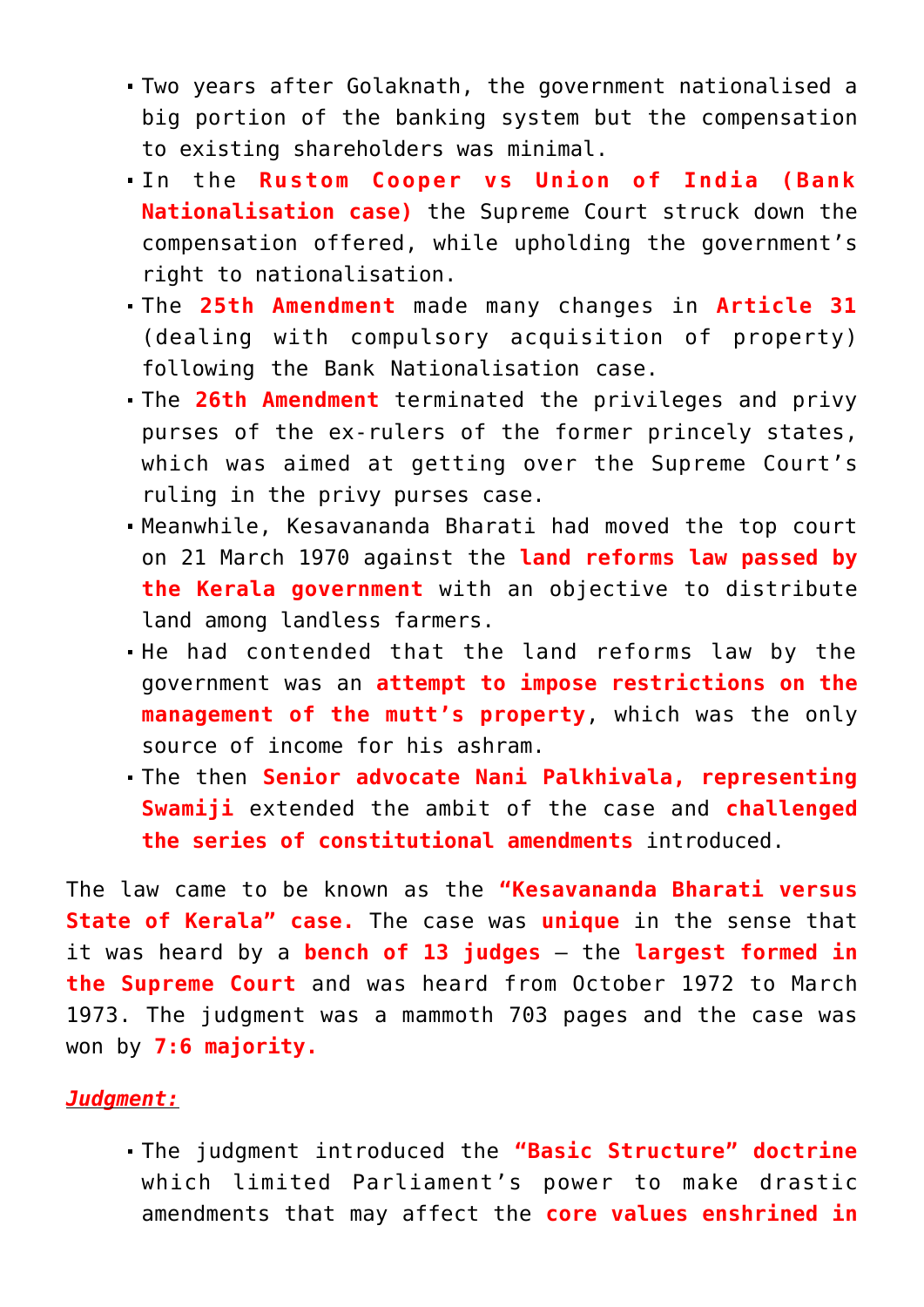- Two years after Golaknath, the government nationalised a big portion of the banking system but the compensation to existing shareholders was minimal.
- In the **Rustom Cooper vs Union of India (Bank Nationalisation case)** the Supreme Court struck down the compensation offered, while upholding the government's right to nationalisation.
- The **25th Amendment** made many changes in **Article 31** (dealing with compulsory acquisition of property) following the Bank Nationalisation case.
- The **26th Amendment** terminated the privileges and privy purses of the ex-rulers of the former princely states, which was aimed at getting over the Supreme Court's ruling in the privy purses case.
- Meanwhile, Kesavananda Bharati had moved the top court on 21 March 1970 against the **land reforms law passed by the Kerala government** with an objective to distribute land among landless farmers.
- He had contended that the land reforms law by the government was an **attempt to impose restrictions on the management of the mutt's property**, which was the only source of income for his ashram.
- The then **Senior advocate Nani Palkhivala, representing Swamiji** extended the ambit of the case and **challenged the series of constitutional amendments** introduced.

The law came to be known as the **"Kesavananda Bharati versus State of Kerala" case.** The case was **unique** in the sense that it was heard by a **bench of 13 judges** – the **largest formed in the Supreme Court** and was heard from October 1972 to March 1973. The judgment was a mammoth 703 pages and the case was won by **7:6 majority.**

***Judgment:***

- The judgment introduced the **"Basic Structure" doctrine** which limited Parliament's power to make drastic amendments that may affect the **core values enshrined in**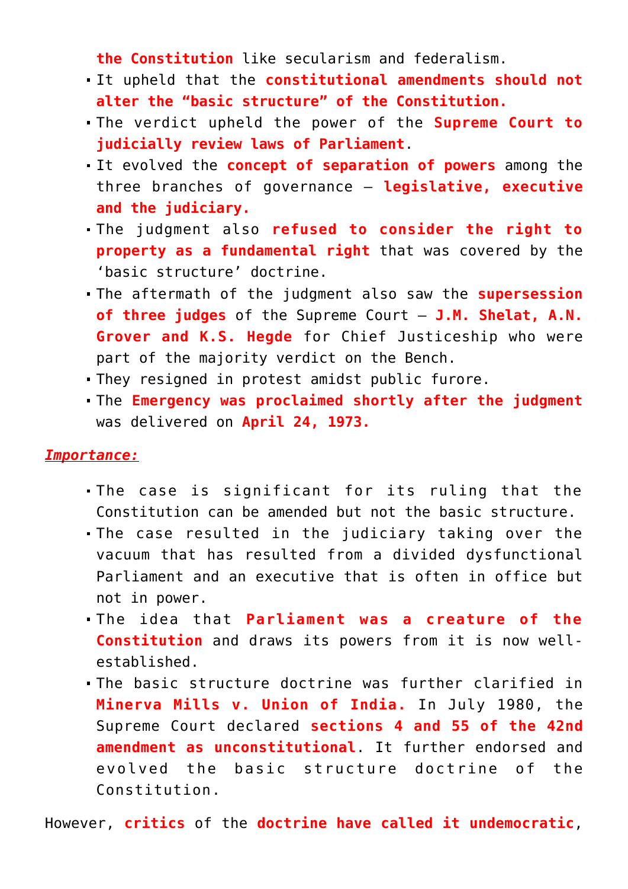**the Constitution** like secularism and federalism.

- It upheld that the **constitutional amendments should not alter the "basic structure" of the Constitution.**
- The verdict upheld the power of the **Supreme Court to judicially review laws of Parliament**.
- It evolved the **concept of separation of powers** among the three branches of governance – **legislative, executive and the judiciary.**
- The judgment also **refused to consider the right to property as a fundamental right** that was covered by the 'basic structure' doctrine.
- The aftermath of the judgment also saw the **supersession of three judges** of the Supreme Court – **J.M. Shelat, A.N. Grover and K.S. Hegde** for Chief Justiceship who were part of the majority verdict on the Bench.
- They resigned in protest amidst public furore.
- The **Emergency was proclaimed shortly after the judgment** was delivered on **April 24, 1973.**

***Importance:***

- The case is significant for its ruling that the Constitution can be amended but not the basic structure.
- The case resulted in the judiciary taking over the vacuum that has resulted from a divided dysfunctional Parliament and an executive that is often in office but not in power.
- The idea that **Parliament was a creature of the Constitution** and draws its powers from it is now well-established.
- The basic structure doctrine was further clarified in **Minerva Mills v. Union of India.** In July 1980, the Supreme Court declared **sections 4 and 55 of the 42nd amendment as unconstitutional**. It further endorsed and evolved the basic structure doctrine of the Constitution.

However, **critics** of the **doctrine have called it undemocratic**,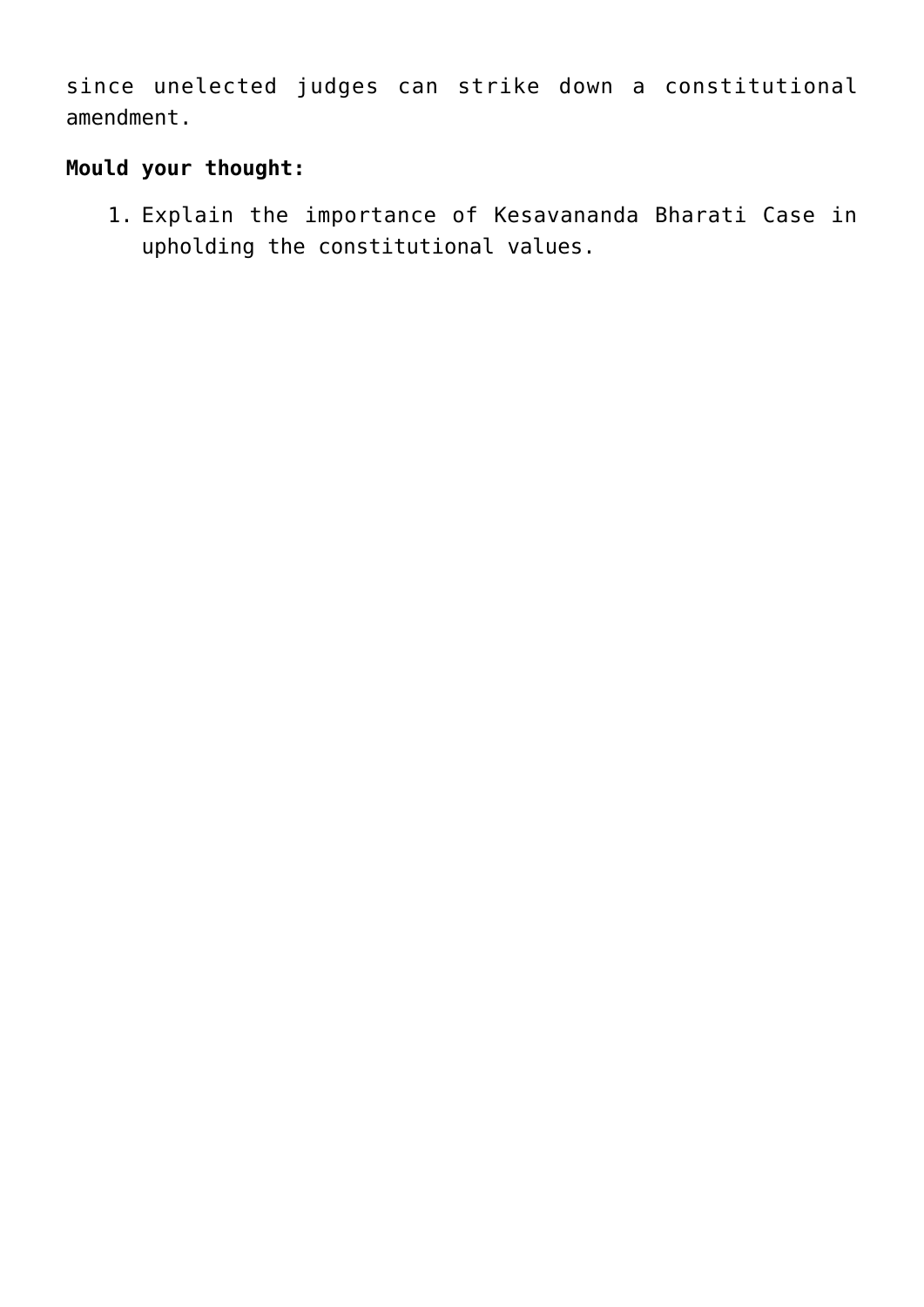since unelected judges can strike down a constitutional amendment.

**Mould your thought:**

1. Explain the importance of Kesavananda Bharati Case in upholding the constitutional values.